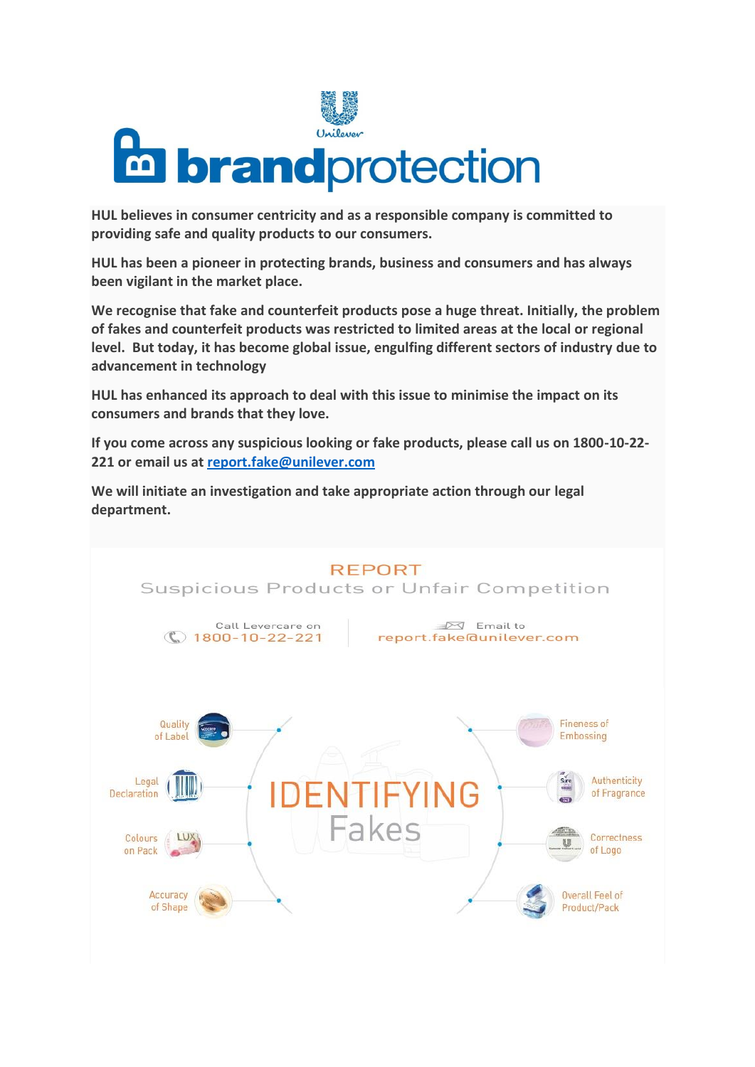# brandprotection

**HUL believes in consumer centricity and as a responsible company is committed to providing safe and quality products to our consumers.**

**HUL has been a pioneer in protecting brands, business and consumers and has always been vigilant in the market place.**

**We recognise that fake and counterfeit products pose a huge threat. Initially, the problem of fakes and counterfeit products was restricted to limited areas at the local or regional level. But today, it has become global issue, engulfing different sectors of industry due to advancement in technology**

**HUL has enhanced its approach to deal with this issue to minimise the impact on its consumers and brands that they love.**

**If you come across any suspicious looking or fake products, please call us on 1800-10-22-221 or email us at [report.fake@unilever.com](mailto:report.fake@unilever.com)**

**We will initiate an investigation and take appropriate action through our legal department.**

## REPORT

Suspicious Products or Unfair Competition

Call Levercare on 1800-10-22-221

Email to report.fake@unilever.com

## IDENTIFYING Fakes

- Quality of Label
- Legal Declaration
- Colours on Pack
- Accuracy of Shape
- Fineness of Embossing
- Authenticity of Fragrance
- Correctness of Logo
- Overall Feel of Product/Pack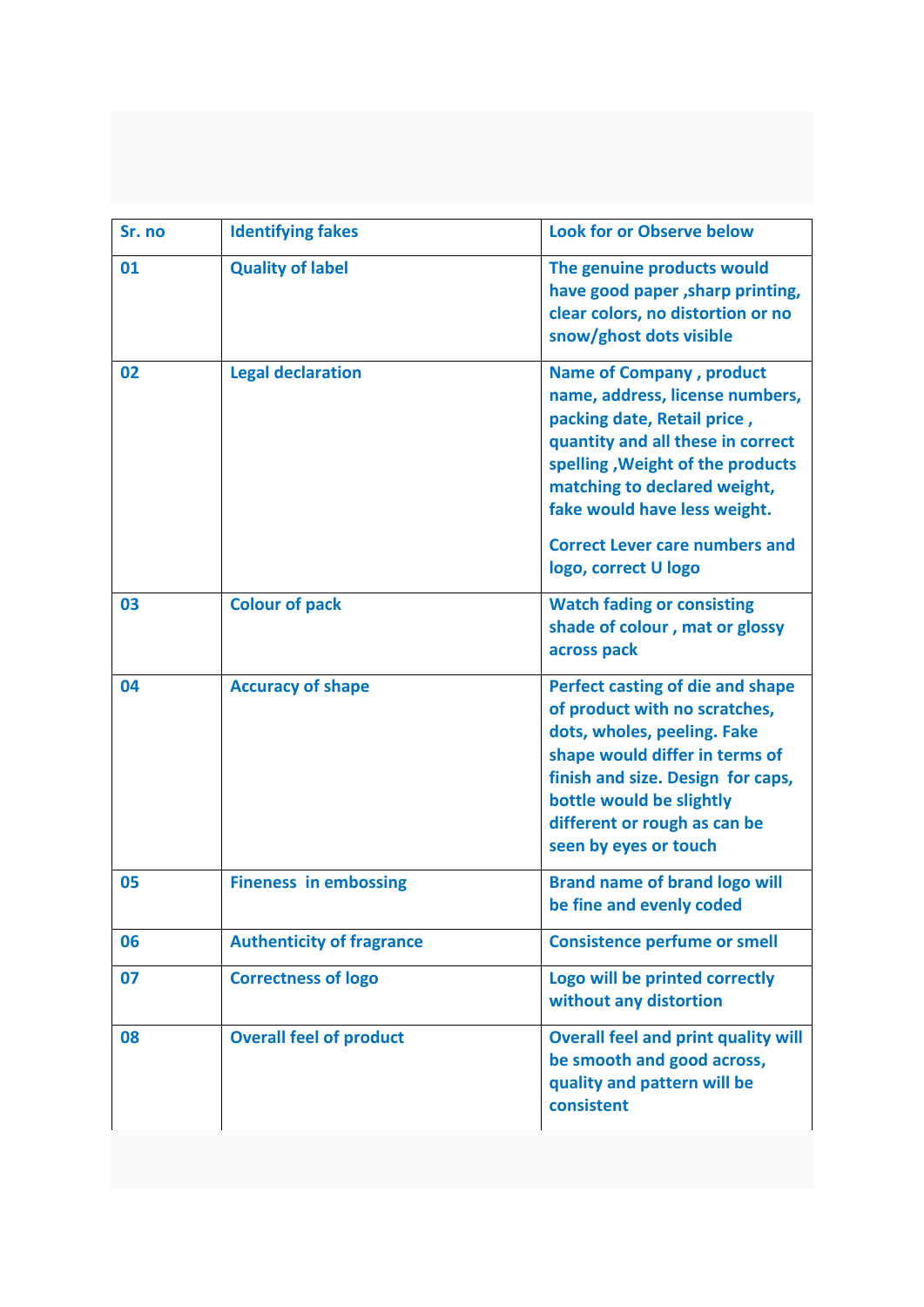| Sr. no | Identifying fakes | Look for or Observe below |
|---|---|---|
| 01 | Quality of label | The genuine products would have good paper ,sharp printing, clear colors, no distortion or no snow/ghost dots visible |
| 02 | Legal declaration | Name of Company , product name, address, license numbers, packing date, Retail price , quantity and all these in correct spelling ,Weight of the products matching to declared weight, fake would have less weight.<br><br>Correct Lever care numbers and logo, correct U logo |
| 03 | Colour of pack | Watch fading or consisting shade of colour , mat or glossy across pack |
| 04 | Accuracy of shape | Perfect casting of die and shape of product with no scratches, dots, wholes, peeling. Fake shape would differ in terms of finish and size. Design for caps, bottle would be slightly different or rough as can be seen by eyes or touch |
| 05 | Fineness in embossing | Brand name of brand logo will be fine and evenly coded |
| 06 | Authenticity of fragrance | Consistence perfume or smell |
| 07 | Correctness of logo | Logo will be printed correctly without any distortion |
| 08 | Overall feel of product | Overall feel and print quality will be smooth and good across, quality and pattern will be consistent |